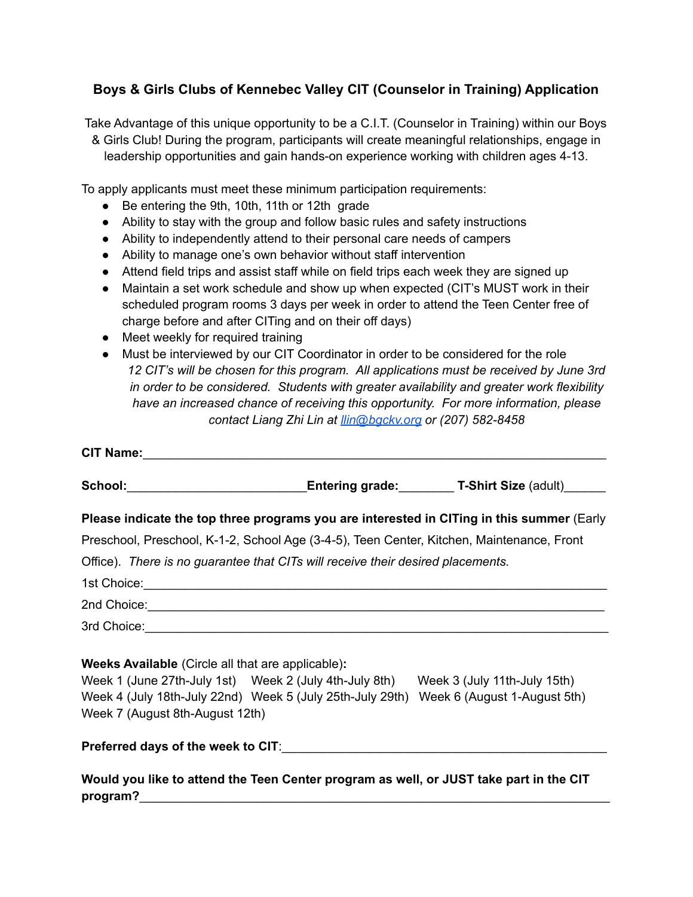# Boys & Girls Clubs of Kennebec Valley CIT (Counselor in Training) Application

Take Advantage of this unique opportunity to be a C.I.T. (Counselor in Training) within our Boys & Girls Club! During the program, participants will create meaningful relationships, engage in leadership opportunities and gain hands-on experience working with children ages 4-13.

To apply applicants must meet these minimum participation requirements:

- Be entering the 9th, 10th, 11th or 12th grade
- Ability to stay with the group and follow basic rules and safety instructions
- Ability to independently attend to their personal care needs of campers
- Ability to manage one's own behavior without staff intervention
- Attend field trips and assist staff while on field trips each week they are signed up
- Maintain a set work schedule and show up when expected (CIT's MUST work in their scheduled program rooms 3 days per week in order to attend the Teen Center free of charge before and after CITing and on their off days)
- Meet weekly for required training
- Must be interviewed by our CIT Coordinator in order to be considered for the role

*12 CIT's will be chosen for this program. All applications must be received by June 3rd in order to be considered. Students with greater availability and greater work flexibility have an increased chance of receiving this opportunity. For more information, please contact Liang Zhi Lin at [llin@bgckv.org](mailto:llin@bgckv.org) or (207) 582-8458*

**CIT Name:**\_\_\_\_\_\_\_\_\_\_\_\_\_\_\_\_\_\_\_\_\_\_\_\_\_\_\_\_\_\_\_\_\_\_\_\_\_\_\_\_

**School:**\_\_\_\_\_\_\_\_\_\_\_\_\_\_\_\_\_\_\_\_ **Entering grade:**\_\_\_\_\_\_\_\_ **T-Shirt Size** (adult)\_\_\_\_\_\_

**Please indicate the top three programs you are interested in CITing in this summer** (Early Preschool, Preschool, K-1-2, School Age (3-4-5), Teen Center, Kitchen, Maintenance, Front Office). *There is no guarantee that CITs will receive their desired placements.*

1st Choice:\_\_\_\_\_\_\_\_\_\_\_\_\_\_\_\_\_\_\_\_\_\_\_\_\_\_\_\_\_\_\_\_\_\_\_\_\_\_\_\_

2nd Choice:\_\_\_\_\_\_\_\_\_\_\_\_\_\_\_\_\_\_\_\_\_\_\_\_\_\_\_\_\_\_\_\_\_\_\_\_\_\_\_\_

3rd Choice:\_\_\_\_\_\_\_\_\_\_\_\_\_\_\_\_\_\_\_\_\_\_\_\_\_\_\_\_\_\_\_\_\_\_\_\_\_\_\_\_

**Weeks Available** (Circle all that are applicable)**:**

Week 1 (June 27th-July 1st) Week 2 (July 4th-July 8th) Week 3 (July 11th-July 15th)
Week 4 (July 18th-July 22nd) Week 5 (July 25th-July 29th) Week 6 (August 1-August 5th)
Week 7 (August 8th-August 12th)

**Preferred days of the week to CIT**:\_\_\_\_\_\_\_\_\_\_\_\_\_\_\_\_\_\_\_\_\_\_\_\_\_\_\_\_\_\_\_\_

**Would you like to attend the Teen Center program as well, or JUST take part in the CIT program?**\_\_\_\_\_\_\_\_\_\_\_\_\_\_\_\_\_\_\_\_\_\_\_\_\_\_\_\_\_\_\_\_\_\_\_\_\_\_\_\_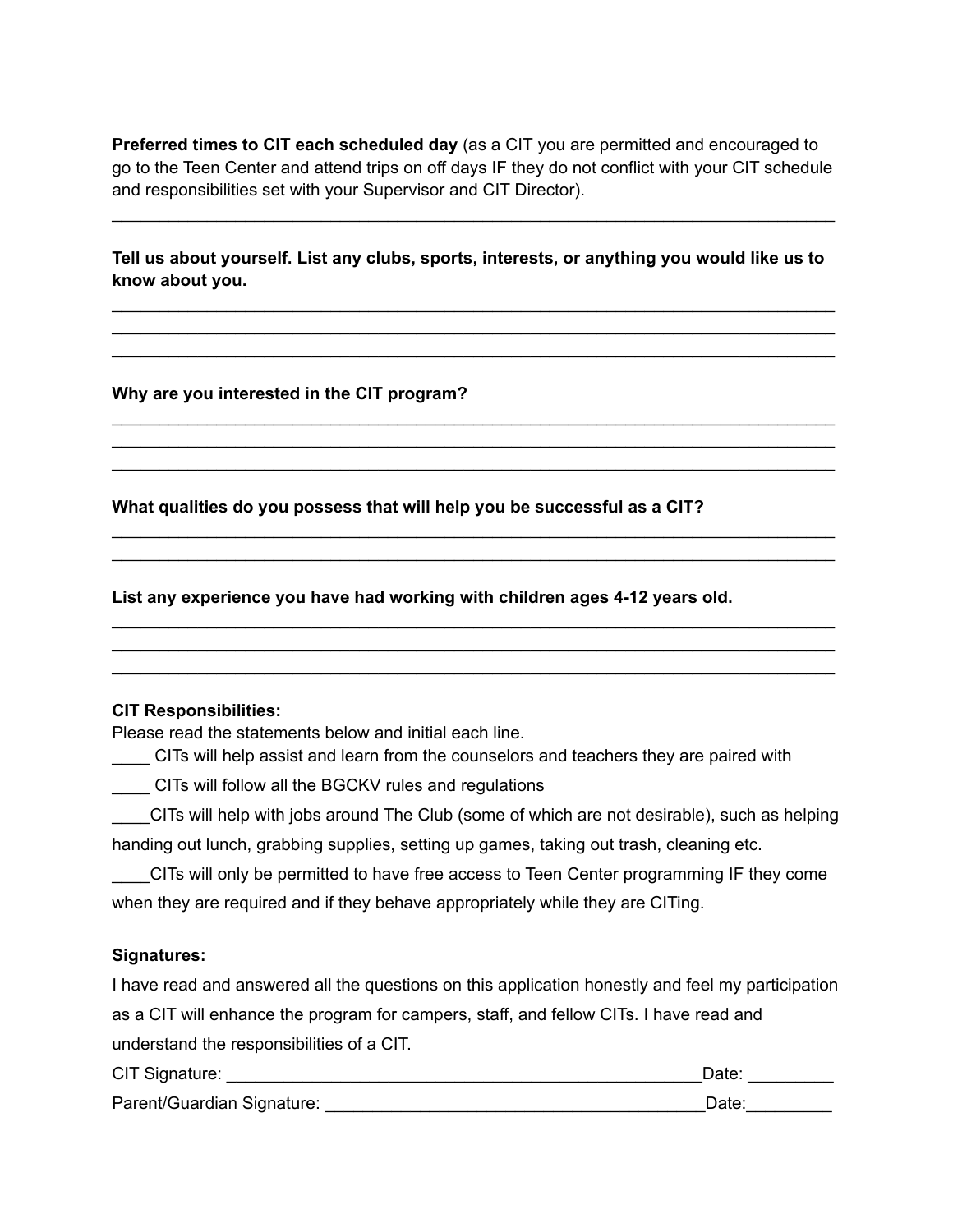**Preferred times to CIT each scheduled day** (as a CIT you are permitted and encouraged to go to the Teen Center and attend trips on off days IF they do not conflict with your CIT schedule and responsibilities set with your Supervisor and CIT Director).

______________________________________________________________________________

**Tell us about yourself. List any clubs, sports, interests, or anything you would like us to know about you.**

______________________________________________________________________________
______________________________________________________________________________
______________________________________________________________________________

**Why are you interested in the CIT program?**

______________________________________________________________________________
______________________________________________________________________________
______________________________________________________________________________

**What qualities do you possess that will help you be successful as a CIT?**

______________________________________________________________________________
______________________________________________________________________________

**List any experience you have had working with children ages 4-12 years old.**

______________________________________________________________________________
______________________________________________________________________________
______________________________________________________________________________

**CIT Responsibilities:**

Please read the statements below and initial each line.

____ CITs will help assist and learn from the counselors and teachers they are paired with

____ CITs will follow all the BGCKV rules and regulations

____CITs will help with jobs around The Club (some of which are not desirable), such as helping handing out lunch, grabbing supplies, setting up games, taking out trash, cleaning etc.

____CITs will only be permitted to have free access to Teen Center programming IF they come when they are required and if they behave appropriately while they are CITing.

**Signatures:**

I have read and answered all the questions on this application honestly and feel my participation as a CIT will enhance the program for campers, staff, and fellow CITs. I have read and understand the responsibilities of a CIT.

CIT Signature: ____________________________________________________Date: _________

Parent/Guardian Signature: _________________________________________Date:_________